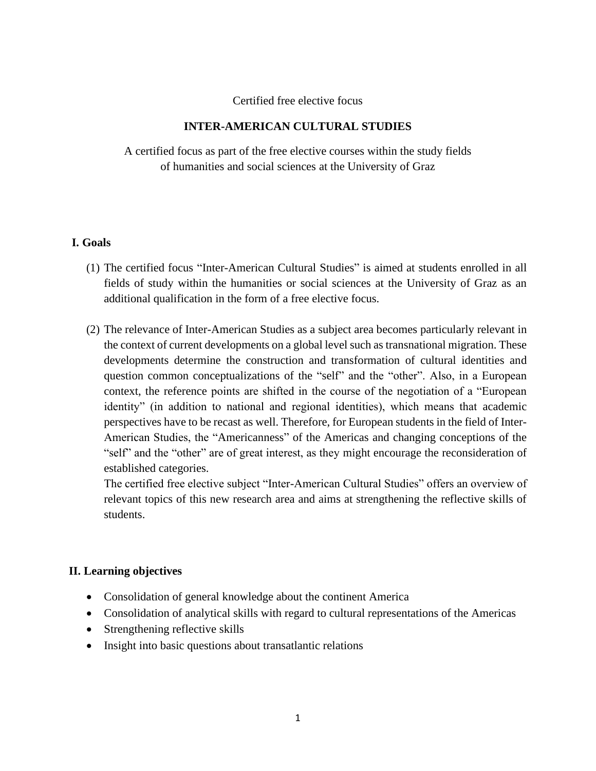Certified free elective focus

# INTER-AMERICAN CULTURAL STUDIES

A certified focus as part of the free elective courses within the study fields of humanities and social sciences at the University of Graz

## I. Goals

(1) The certified focus "Inter-American Cultural Studies" is aimed at students enrolled in all fields of study within the humanities or social sciences at the University of Graz as an additional qualification in the form of a free elective focus.

(2) The relevance of Inter-American Studies as a subject area becomes particularly relevant in the context of current developments on a global level such as transnational migration. These developments determine the construction and transformation of cultural identities and question common conceptualizations of the "self" and the "other". Also, in a European context, the reference points are shifted in the course of the negotiation of a "European identity" (in addition to national and regional identities), which means that academic perspectives have to be recast as well. Therefore, for European students in the field of Inter-American Studies, the "Americanness" of the Americas and changing conceptions of the "self" and the "other" are of great interest, as they might encourage the reconsideration of established categories.
The certified free elective subject "Inter-American Cultural Studies" offers an overview of relevant topics of this new research area and aims at strengthening the reflective skills of students.

## II. Learning objectives

- Consolidation of general knowledge about the continent America
- Consolidation of analytical skills with regard to cultural representations of the Americas
- Strengthening reflective skills
- Insight into basic questions about transatlantic relations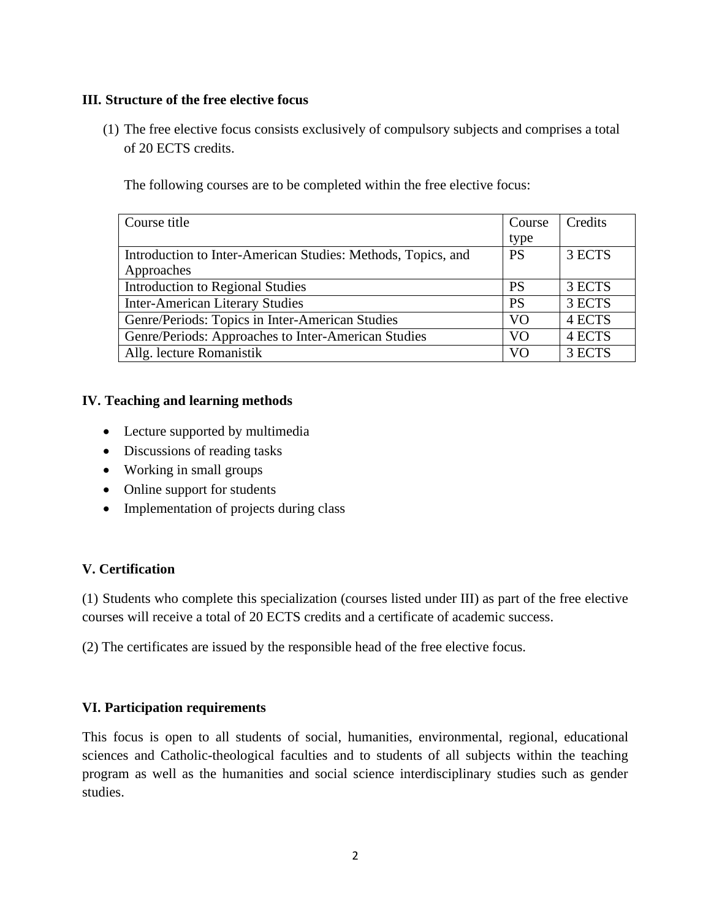### III. Structure of the free elective focus

(1) The free elective focus consists exclusively of compulsory subjects and comprises a total of 20 ECTS credits.

The following courses are to be completed within the free elective focus:

| Course title | Course type | Credits |
|---|---|---|
| Introduction to Inter-American Studies: Methods, Topics, and Approaches | PS | 3 ECTS |
| Introduction to Regional Studies | PS | 3 ECTS |
| Inter-American Literary Studies | PS | 3 ECTS |
| Genre/Periods: Topics in Inter-American Studies | VO | 4 ECTS |
| Genre/Periods: Approaches to Inter-American Studies | VO | 4 ECTS |
| Allg. lecture Romanistik | VO | 3 ECTS |

### IV. Teaching and learning methods

- Lecture supported by multimedia
- Discussions of reading tasks
- Working in small groups
- Online support for students
- Implementation of projects during class

### V. Certification

(1) Students who complete this specialization (courses listed under III) as part of the free elective courses will receive a total of 20 ECTS credits and a certificate of academic success.

(2) The certificates are issued by the responsible head of the free elective focus.

### VI. Participation requirements

This focus is open to all students of social, humanities, environmental, regional, educational sciences and Catholic-theological faculties and to students of all subjects within the teaching program as well as the humanities and social science interdisciplinary studies such as gender studies.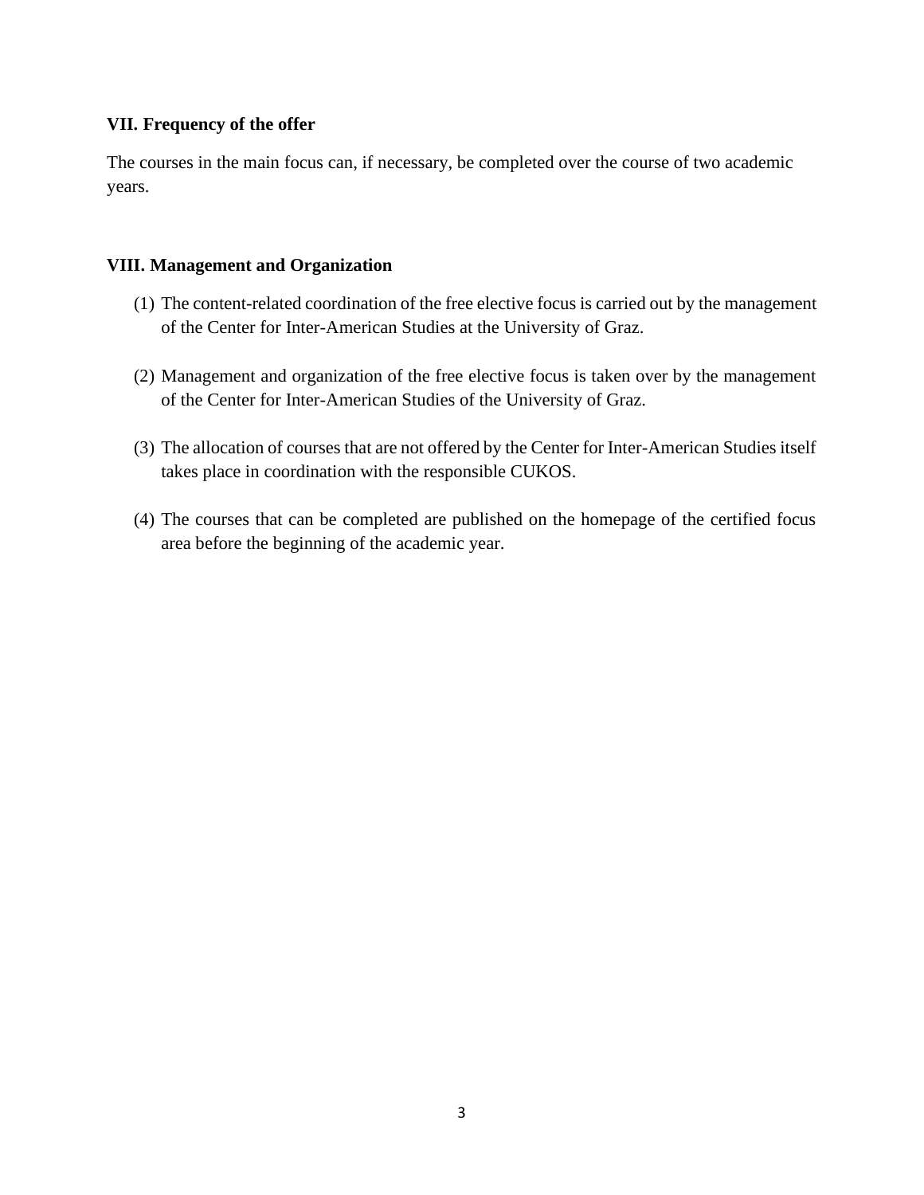## VII. Frequency of the offer

The courses in the main focus can, if necessary, be completed over the course of two academic years.

## VIII. Management and Organization

(1) The content-related coordination of the free elective focus is carried out by the management of the Center for Inter-American Studies at the University of Graz.

(2) Management and organization of the free elective focus is taken over by the management of the Center for Inter-American Studies of the University of Graz.

(3) The allocation of courses that are not offered by the Center for Inter-American Studies itself takes place in coordination with the responsible CUKOS.

(4) The courses that can be completed are published on the homepage of the certified focus area before the beginning of the academic year.